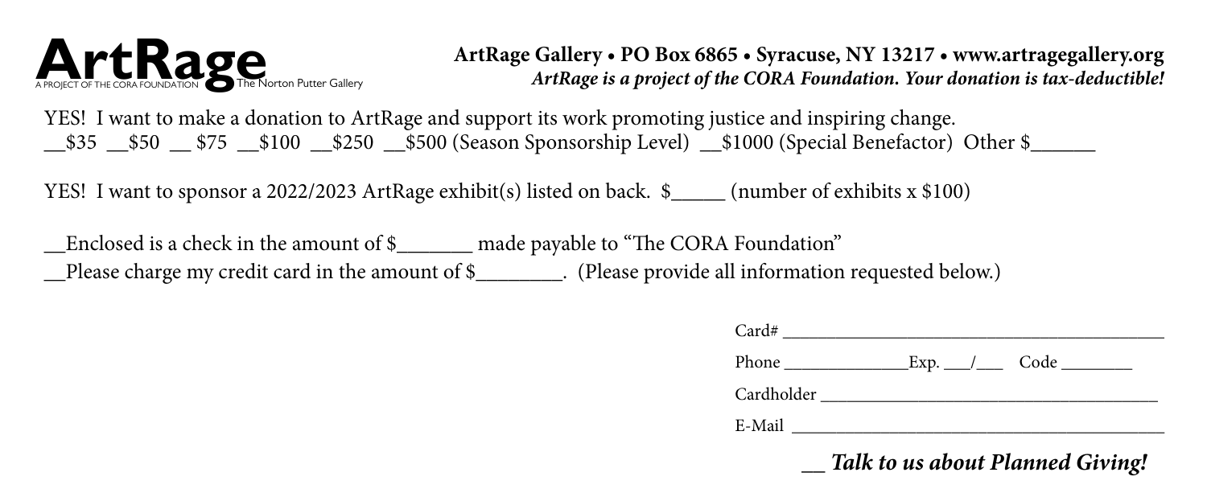# ArtRage

A PROJECT OF THE CORA FOUNDATION The Norton Putter Gallery

**ArtRage Gallery • PO Box 6865 • Syracuse, NY 13217 • www.artragegallery.org**
***ArtRage is a project of the CORA Foundation. Your donation is tax-deductible!***

YES! I want to make a donation to ArtRage and support its work promoting justice and inspiring change.
__$35 __$50 __ $75 __$100 __$250 __$500 (Season Sponsorship Level) __$1000 (Special Benefactor) Other $______

YES! I want to sponsor a 2022/2023 ArtRage exhibit(s) listed on back. $_____ (number of exhibits x $100)

__Enclosed is a check in the amount of $_______ made payable to "The CORA Foundation"
__Please charge my credit card in the amount of $________. (Please provide all information requested below.)

Card# _____________________________________________

Phone ______________Exp. ___/___ Code ________

Cardholder ______________________________________

E-Mail __________________________________________

***__ Talk to us about Planned Giving!***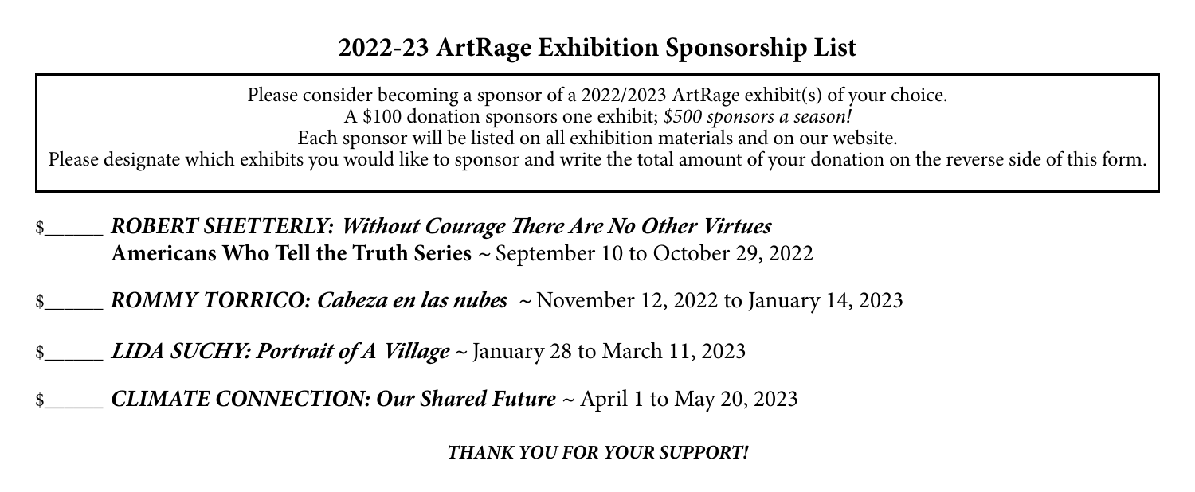# 2022-23 ArtRage Exhibition Sponsorship List

Please consider becoming a sponsor of a 2022/2023 ArtRage exhibit(s) of your choice.
A $100 donation sponsors one exhibit; *$500 sponsors a season!*
Each sponsor will be listed on all exhibition materials and on our website.
Please designate which exhibits you would like to sponsor and write the total amount of your donation on the reverse side of this form.

$_____ ***ROBERT SHETTERLY: Without Courage There Are No Other Virtues***
**Americans Who Tell the Truth Series** ~ September 10 to October 29, 2022

$_____ ***ROMMY TORRICO: Cabeza en las nubes*** ~ November 12, 2022 to January 14, 2023

$_____ ***LIDA SUCHY: Portrait of A Village*** ~ January 28 to March 11, 2023

$_____ ***CLIMATE CONNECTION: Our Shared Future*** ~ April 1 to May 20, 2023

***THANK YOU FOR YOUR SUPPORT!***